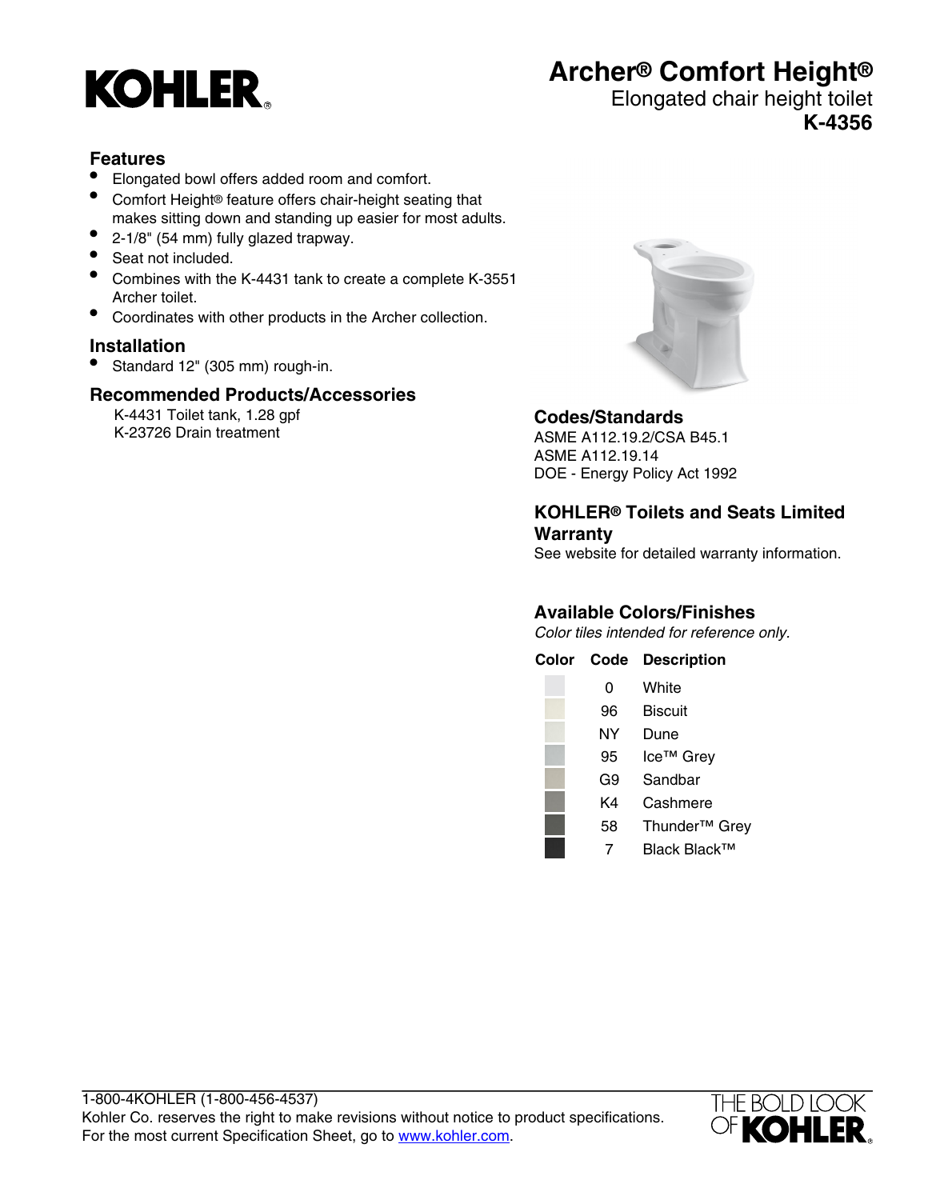# KOHLER

## Archer® Comfort Height®

Elongated chair height toilet

**K-4356**

### Features

- Elongated bowl offers added room and comfort.
- Comfort Height® feature offers chair-height seating that makes sitting down and standing up easier for most adults.
- 2-1/8" (54 mm) fully glazed trapway.
- Seat not included.
- Combines with the K-4431 tank to create a complete K-3551 Archer toilet.
- Coordinates with other products in the Archer collection.

### Installation

- Standard 12" (305 mm) rough-in.

### Recommended Products/Accessories

K-4431 Toilet tank, 1.28 gpf
K-23726 Drain treatment

### Codes/Standards

ASME A112.19.2/CSA B45.1
ASME A112.19.14
DOE - Energy Policy Act 1992

### KOHLER® Toilets and Seats Limited Warranty

See website for detailed warranty information.

### Available Colors/Finishes

*Color tiles intended for reference only.*

| Color | Code | Description |
| --- | --- | --- |
| | 0 | White |
| | 96 | Biscuit |
| | NY | Dune |
| | 95 | Ice™ Grey |
| | G9 | Sandbar |
| | K4 | Cashmere |
| | 58 | Thunder™ Grey |
| | 7 | Black Black™ |

1-800-4KOHLER (1-800-456-4537)
Kohler Co. reserves the right to make revisions without notice to product specifications.
For the most current Specification Sheet, go to www.kohler.com.

THE BOLD LOOK OF KOHLER.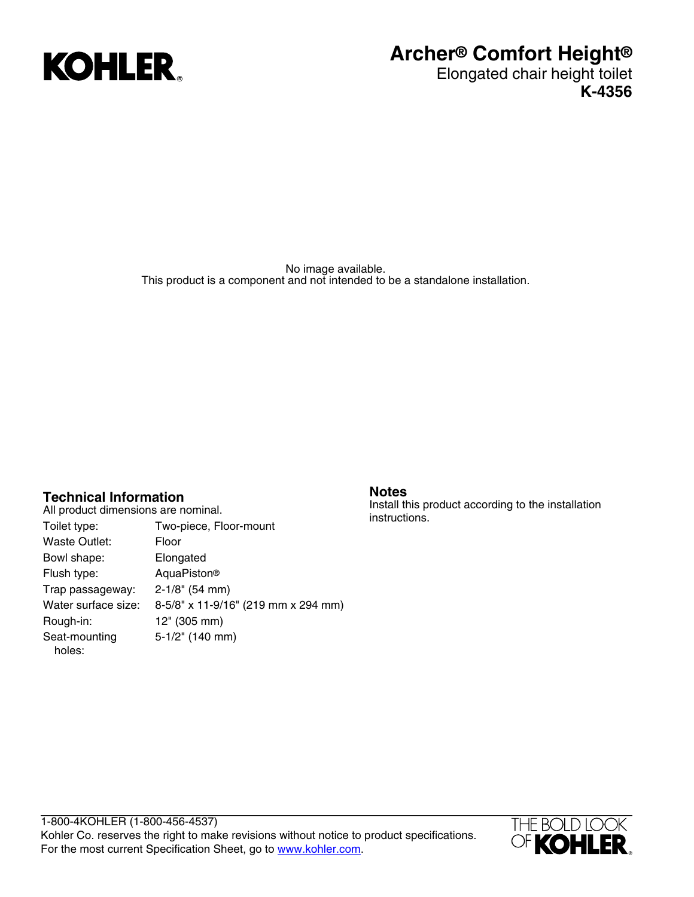# Archer® Comfort Height®

Elongated chair height toilet

**K-4356**

No image available.
This product is a component and not intended to be a standalone installation.

## Technical Information

All product dimensions are nominal.

| | |
|---|---|
| Toilet type: | Two-piece, Floor-mount |
| Waste Outlet: | Floor |
| Bowl shape: | Elongated |
| Flush type: | AquaPiston® |
| Trap passageway: | 2-1/8" (54 mm) |
| Water surface size: | 8-5/8" x 11-9/16" (219 mm x 294 mm) |
| Rough-in: | 12" (305 mm) |
| Seat-mounting holes: | 5-1/2" (140 mm) |

## Notes

Install this product according to the installation instructions.

1-800-4KOHLER (1-800-456-4537)
Kohler Co. reserves the right to make revisions without notice to product specifications.
For the most current Specification Sheet, go to www.kohler.com.